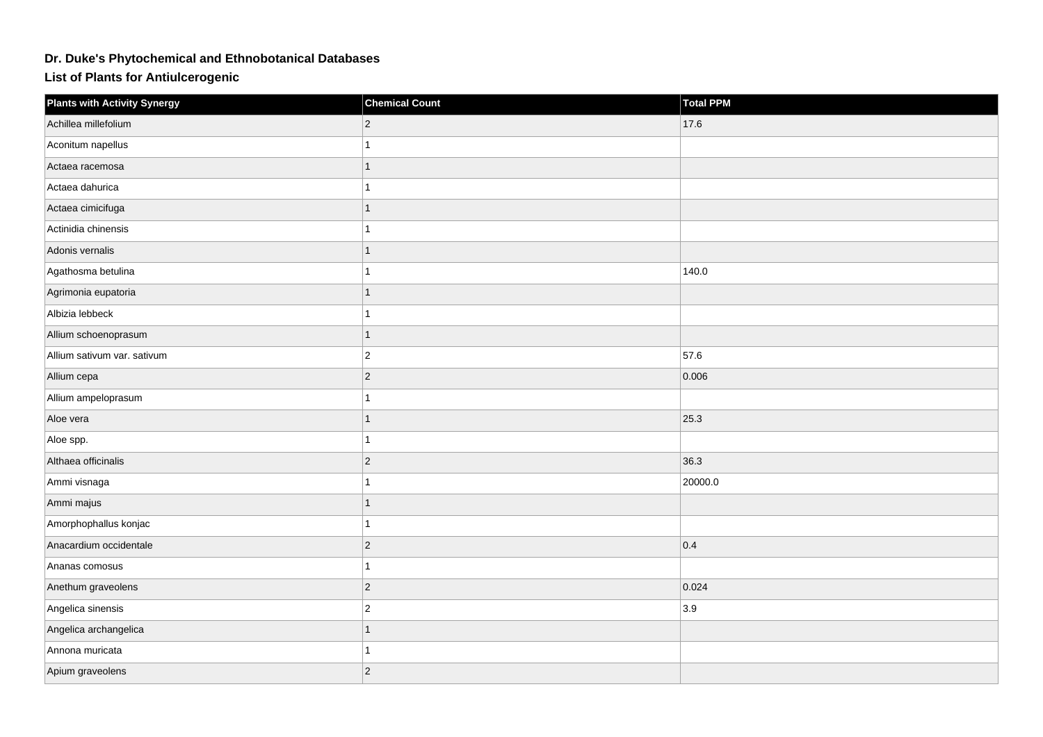# Dr. Duke's Phytochemical and Ethnobotanical Databases

## List of Plants for Antiulcerogenic

| Plants with Activity Synergy | Chemical Count | Total PPM |
| --- | --- | --- |
| Achillea millefolium | 2 | 17.6 |
| Aconitum napellus | 1 | |
| Actaea racemosa | 1 | |
| Actaea dahurica | 1 | |
| Actaea cimicifuga | 1 | |
| Actinidia chinensis | 1 | |
| Adonis vernalis | 1 | |
| Agathosma betulina | 1 | 140.0 |
| Agrimonia eupatoria | 1 | |
| Albizia lebbeck | 1 | |
| Allium schoenoprasum | 1 | |
| Allium sativum var. sativum | 2 | 57.6 |
| Allium cepa | 2 | 0.006 |
| Allium ampeloprasum | 1 | |
| Aloe vera | 1 | 25.3 |
| Aloe spp. | 1 | |
| Althaea officinalis | 2 | 36.3 |
| Ammi visnaga | 1 | 20000.0 |
| Ammi majus | 1 | |
| Amorphophallus konjac | 1 | |
| Anacardium occidentale | 2 | 0.4 |
| Ananas comosus | 1 | |
| Anethum graveolens | 2 | 0.024 |
| Angelica sinensis | 2 | 3.9 |
| Angelica archangelica | 1 | |
| Annona muricata | 1 | |
| Apium graveolens | 2 | |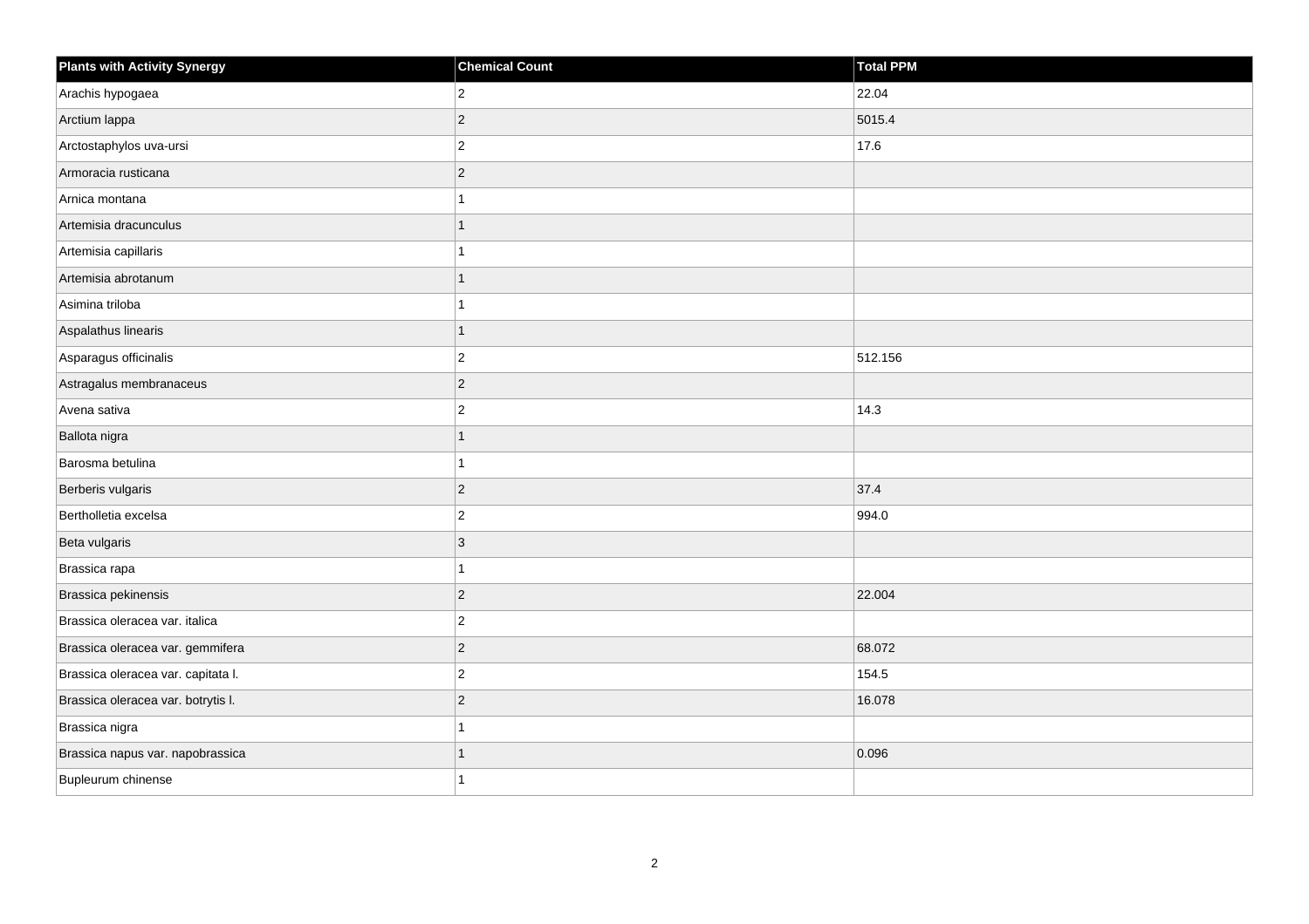| Plants with Activity Synergy | Chemical Count | Total PPM |
| --- | --- | --- |
| Arachis hypogaea | 2 | 22.04 |
| Arctium lappa | 2 | 5015.4 |
| Arctostaphylos uva-ursi | 2 | 17.6 |
| Armoracia rusticana | 2 | |
| Arnica montana | 1 | |
| Artemisia dracunculus | 1 | |
| Artemisia capillaris | 1 | |
| Artemisia abrotanum | 1 | |
| Asimina triloba | 1 | |
| Aspalathus linearis | 1 | |
| Asparagus officinalis | 2 | 512.156 |
| Astragalus membranaceus | 2 | |
| Avena sativa | 2 | 14.3 |
| Ballota nigra | 1 | |
| Barosma betulina | 1 | |
| Berberis vulgaris | 2 | 37.4 |
| Bertholletia excelsa | 2 | 994.0 |
| Beta vulgaris | 3 | |
| Brassica rapa | 1 | |
| Brassica pekinensis | 2 | 22.004 |
| Brassica oleracea var. italica | 2 | |
| Brassica oleracea var. gemmifera | 2 | 68.072 |
| Brassica oleracea var. capitata l. | 2 | 154.5 |
| Brassica oleracea var. botrytis l. | 2 | 16.078 |
| Brassica nigra | 1 | |
| Brassica napus var. napobrassica | 1 | 0.096 |
| Bupleurum chinense | 1 | |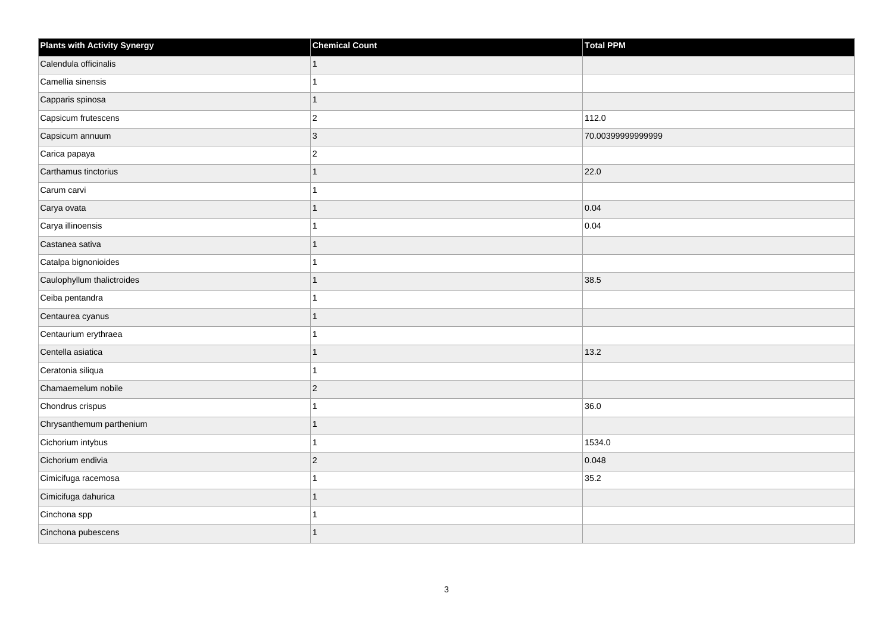| Plants with Activity Synergy | Chemical Count | Total PPM |
| --- | --- | --- |
| Calendula officinalis | 1 | |
| Camellia sinensis | 1 | |
| Capparis spinosa | 1 | |
| Capsicum frutescens | 2 | 112.0 |
| Capsicum annuum | 3 | 70.00399999999999 |
| Carica papaya | 2 | |
| Carthamus tinctorius | 1 | 22.0 |
| Carum carvi | 1 | |
| Carya ovata | 1 | 0.04 |
| Carya illinoensis | 1 | 0.04 |
| Castanea sativa | 1 | |
| Catalpa bignonioides | 1 | |
| Caulophyllum thalictroides | 1 | 38.5 |
| Ceiba pentandra | 1 | |
| Centaurea cyanus | 1 | |
| Centaurium erythraea | 1 | |
| Centella asiatica | 1 | 13.2 |
| Ceratonia siliqua | 1 | |
| Chamaemelum nobile | 2 | |
| Chondrus crispus | 1 | 36.0 |
| Chrysanthemum parthenium | 1 | |
| Cichorium intybus | 1 | 1534.0 |
| Cichorium endivia | 2 | 0.048 |
| Cimicifuga racemosa | 1 | 35.2 |
| Cimicifuga dahurica | 1 | |
| Cinchona spp | 1 | |
| Cinchona pubescens | 1 | |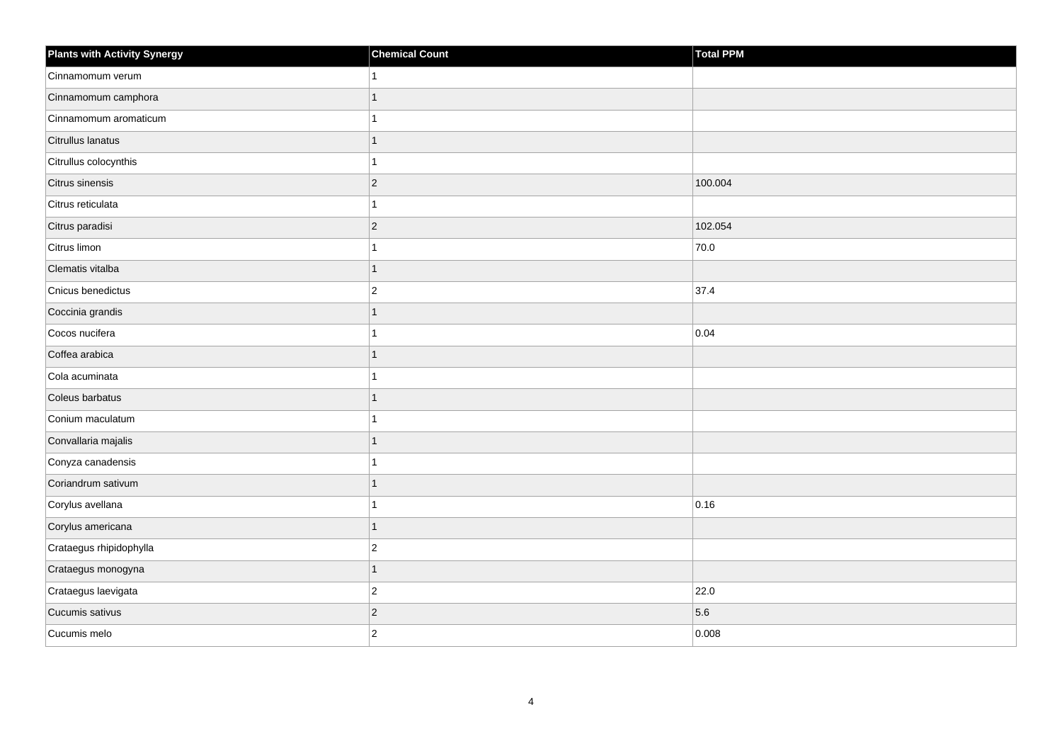| Plants with Activity Synergy | Chemical Count | Total PPM |
| --- | --- | --- |
| Cinnamomum verum | 1 | |
| Cinnamomum camphora | 1 | |
| Cinnamomum aromaticum | 1 | |
| Citrullus lanatus | 1 | |
| Citrullus colocynthis | 1 | |
| Citrus sinensis | 2 | 100.004 |
| Citrus reticulata | 1 | |
| Citrus paradisi | 2 | 102.054 |
| Citrus limon | 1 | 70.0 |
| Clematis vitalba | 1 | |
| Cnicus benedictus | 2 | 37.4 |
| Coccinia grandis | 1 | |
| Cocos nucifera | 1 | 0.04 |
| Coffea arabica | 1 | |
| Cola acuminata | 1 | |
| Coleus barbatus | 1 | |
| Conium maculatum | 1 | |
| Convallaria majalis | 1 | |
| Conyza canadensis | 1 | |
| Coriandrum sativum | 1 | |
| Corylus avellana | 1 | 0.16 |
| Corylus americana | 1 | |
| Crataegus rhipidophylla | 2 | |
| Crataegus monogyna | 1 | |
| Crataegus laevigata | 2 | 22.0 |
| Cucumis sativus | 2 | 5.6 |
| Cucumis melo | 2 | 0.008 |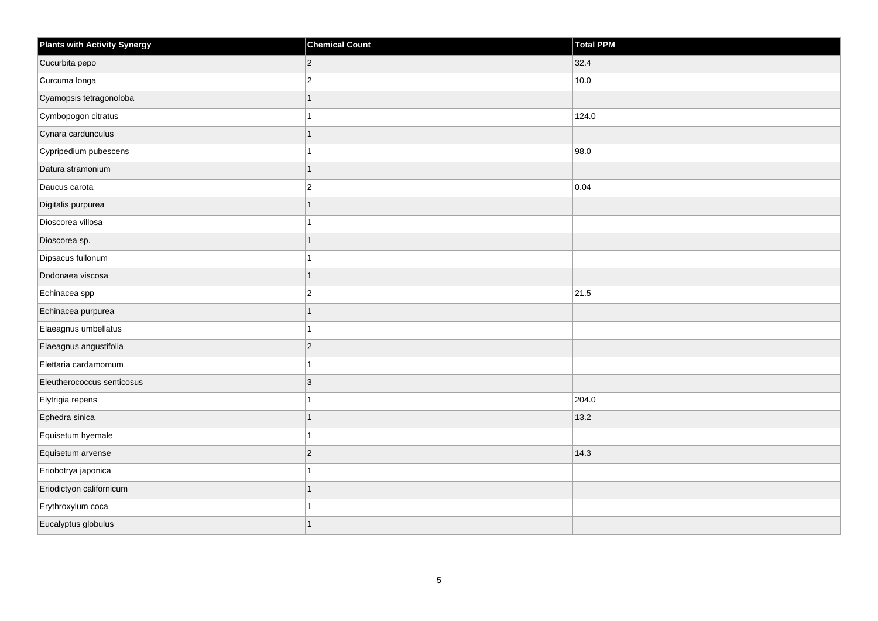| Plants with Activity Synergy | Chemical Count | Total PPM |
| --- | --- | --- |
| Cucurbita pepo | 2 | 32.4 |
| Curcuma longa | 2 | 10.0 |
| Cyamopsis tetragonoloba | 1 | |
| Cymbopogon citratus | 1 | 124.0 |
| Cynara cardunculus | 1 | |
| Cypripedium pubescens | 1 | 98.0 |
| Datura stramonium | 1 | |
| Daucus carota | 2 | 0.04 |
| Digitalis purpurea | 1 | |
| Dioscorea villosa | 1 | |
| Dioscorea sp. | 1 | |
| Dipsacus fullonum | 1 | |
| Dodonaea viscosa | 1 | |
| Echinacea spp | 2 | 21.5 |
| Echinacea purpurea | 1 | |
| Elaeagnus umbellatus | 1 | |
| Elaeagnus angustifolia | 2 | |
| Elettaria cardamomum | 1 | |
| Eleutherococcus senticosus | 3 | |
| Elytrigia repens | 1 | 204.0 |
| Ephedra sinica | 1 | 13.2 |
| Equisetum hyemale | 1 | |
| Equisetum arvense | 2 | 14.3 |
| Eriobotrya japonica | 1 | |
| Eriodictyon californicum | 1 | |
| Erythroxylum coca | 1 | |
| Eucalyptus globulus | 1 | |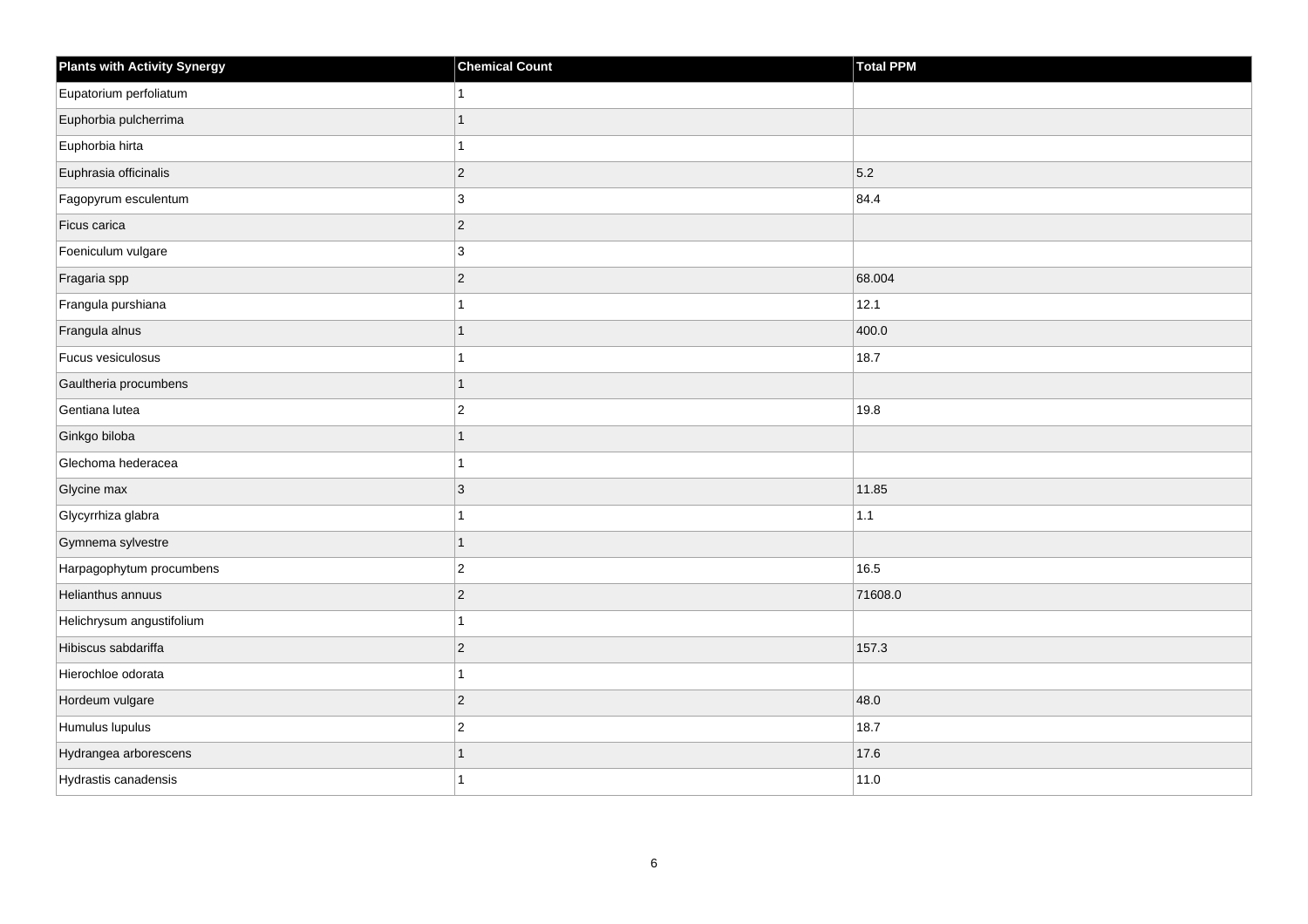| Plants with Activity Synergy | Chemical Count | Total PPM |
| --- | --- | --- |
| Eupatorium perfoliatum | 1 | |
| Euphorbia pulcherrima | 1 | |
| Euphorbia hirta | 1 | |
| Euphrasia officinalis | 2 | 5.2 |
| Fagopyrum esculentum | 3 | 84.4 |
| Ficus carica | 2 | |
| Foeniculum vulgare | 3 | |
| Fragaria spp | 2 | 68.004 |
| Frangula purshiana | 1 | 12.1 |
| Frangula alnus | 1 | 400.0 |
| Fucus vesiculosus | 1 | 18.7 |
| Gaultheria procumbens | 1 | |
| Gentiana lutea | 2 | 19.8 |
| Ginkgo biloba | 1 | |
| Glechoma hederacea | 1 | |
| Glycine max | 3 | 11.85 |
| Glycyrrhiza glabra | 1 | 1.1 |
| Gymnema sylvestre | 1 | |
| Harpagophytum procumbens | 2 | 16.5 |
| Helianthus annuus | 2 | 71608.0 |
| Helichrysum angustifolium | 1 | |
| Hibiscus sabdariffa | 2 | 157.3 |
| Hierochloe odorata | 1 | |
| Hordeum vulgare | 2 | 48.0 |
| Humulus lupulus | 2 | 18.7 |
| Hydrangea arborescens | 1 | 17.6 |
| Hydrastis canadensis | 1 | 11.0 |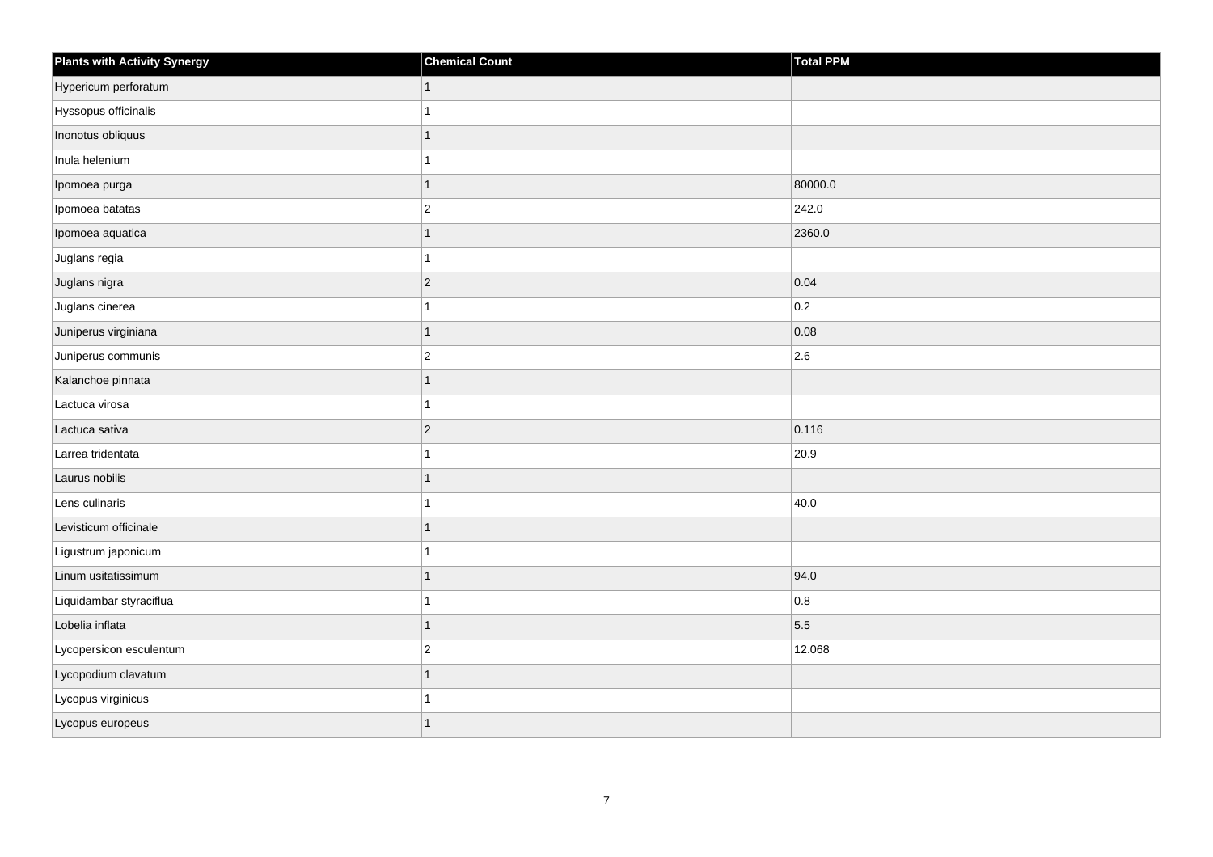| Plants with Activity Synergy | Chemical Count | Total PPM |
|---|---|---|
| Hypericum perforatum | 1 | |
| Hyssopus officinalis | 1 | |
| Inonotus obliquus | 1 | |
| Inula helenium | 1 | |
| Ipomoea purga | 1 | 80000.0 |
| Ipomoea batatas | 2 | 242.0 |
| Ipomoea aquatica | 1 | 2360.0 |
| Juglans regia | 1 | |
| Juglans nigra | 2 | 0.04 |
| Juglans cinerea | 1 | 0.2 |
| Juniperus virginiana | 1 | 0.08 |
| Juniperus communis | 2 | 2.6 |
| Kalanchoe pinnata | 1 | |
| Lactuca virosa | 1 | |
| Lactuca sativa | 2 | 0.116 |
| Larrea tridentata | 1 | 20.9 |
| Laurus nobilis | 1 | |
| Lens culinaris | 1 | 40.0 |
| Levisticum officinale | 1 | |
| Ligustrum japonicum | 1 | |
| Linum usitatissimum | 1 | 94.0 |
| Liquidambar styraciflua | 1 | 0.8 |
| Lobelia inflata | 1 | 5.5 |
| Lycopersicon esculentum | 2 | 12.068 |
| Lycopodium clavatum | 1 | |
| Lycopus virginicus | 1 | |
| Lycopus europeus | 1 | |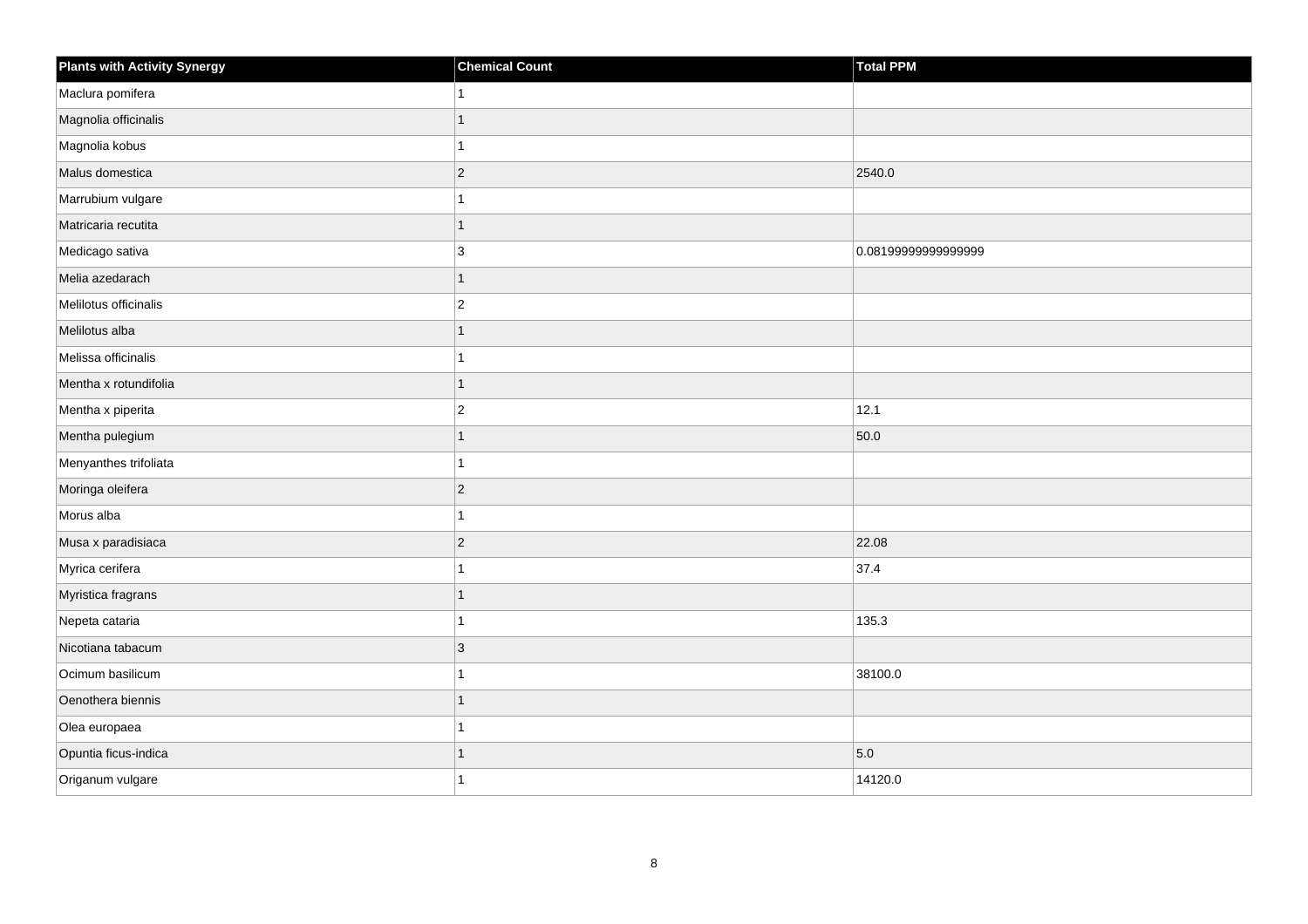| Plants with Activity Synergy | Chemical Count | Total PPM |
| --- | --- | --- |
| Maclura pomifera | 1 | |
| Magnolia officinalis | 1 | |
| Magnolia kobus | 1 | |
| Malus domestica | 2 | 2540.0 |
| Marrubium vulgare | 1 | |
| Matricaria recutita | 1 | |
| Medicago sativa | 3 | 0.08199999999999999 |
| Melia azedarach | 1 | |
| Melilotus officinalis | 2 | |
| Melilotus alba | 1 | |
| Melissa officinalis | 1 | |
| Mentha x rotundifolia | 1 | |
| Mentha x piperita | 2 | 12.1 |
| Mentha pulegium | 1 | 50.0 |
| Menyanthes trifoliata | 1 | |
| Moringa oleifera | 2 | |
| Morus alba | 1 | |
| Musa x paradisiaca | 2 | 22.08 |
| Myrica cerifera | 1 | 37.4 |
| Myristica fragrans | 1 | |
| Nepeta cataria | 1 | 135.3 |
| Nicotiana tabacum | 3 | |
| Ocimum basilicum | 1 | 38100.0 |
| Oenothera biennis | 1 | |
| Olea europaea | 1 | |
| Opuntia ficus-indica | 1 | 5.0 |
| Origanum vulgare | 1 | 14120.0 |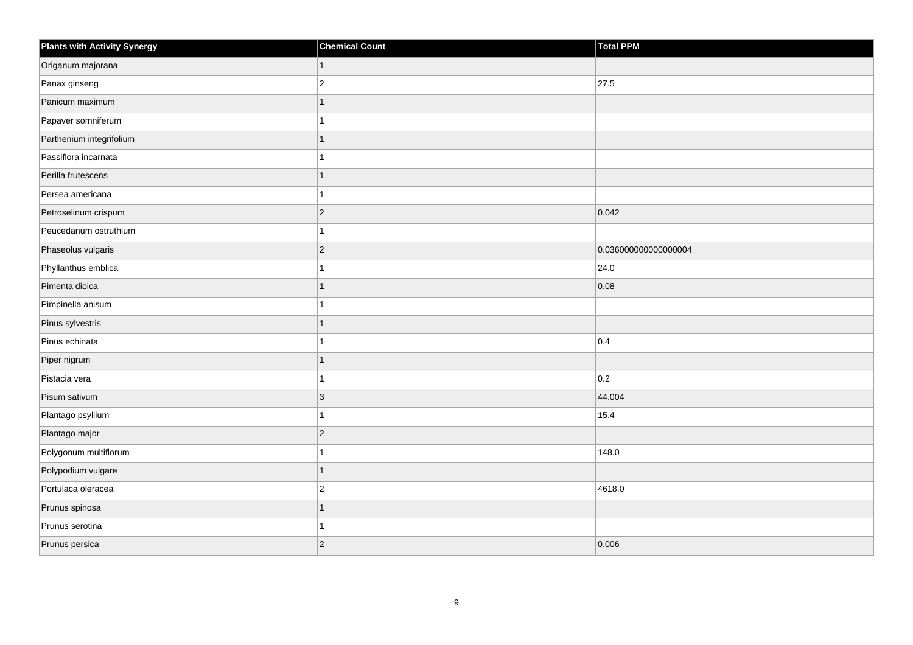| Plants with Activity Synergy | Chemical Count | Total PPM |
| --- | --- | --- |
| Origanum majorana | 1 | |
| Panax ginseng | 2 | 27.5 |
| Panicum maximum | 1 | |
| Papaver somniferum | 1 | |
| Parthenium integrifolium | 1 | |
| Passiflora incarnata | 1 | |
| Perilla frutescens | 1 | |
| Persea americana | 1 | |
| Petroselinum crispum | 2 | 0.042 |
| Peucedanum ostruthium | 1 | |
| Phaseolus vulgaris | 2 | 0.036000000000000004 |
| Phyllanthus emblica | 1 | 24.0 |
| Pimenta dioica | 1 | 0.08 |
| Pimpinella anisum | 1 | |
| Pinus sylvestris | 1 | |
| Pinus echinata | 1 | 0.4 |
| Piper nigrum | 1 | |
| Pistacia vera | 1 | 0.2 |
| Pisum sativum | 3 | 44.004 |
| Plantago psyllium | 1 | 15.4 |
| Plantago major | 2 | |
| Polygonum multiflorum | 1 | 148.0 |
| Polypodium vulgare | 1 | |
| Portulaca oleracea | 2 | 4618.0 |
| Prunus spinosa | 1 | |
| Prunus serotina | 1 | |
| Prunus persica | 2 | 0.006 |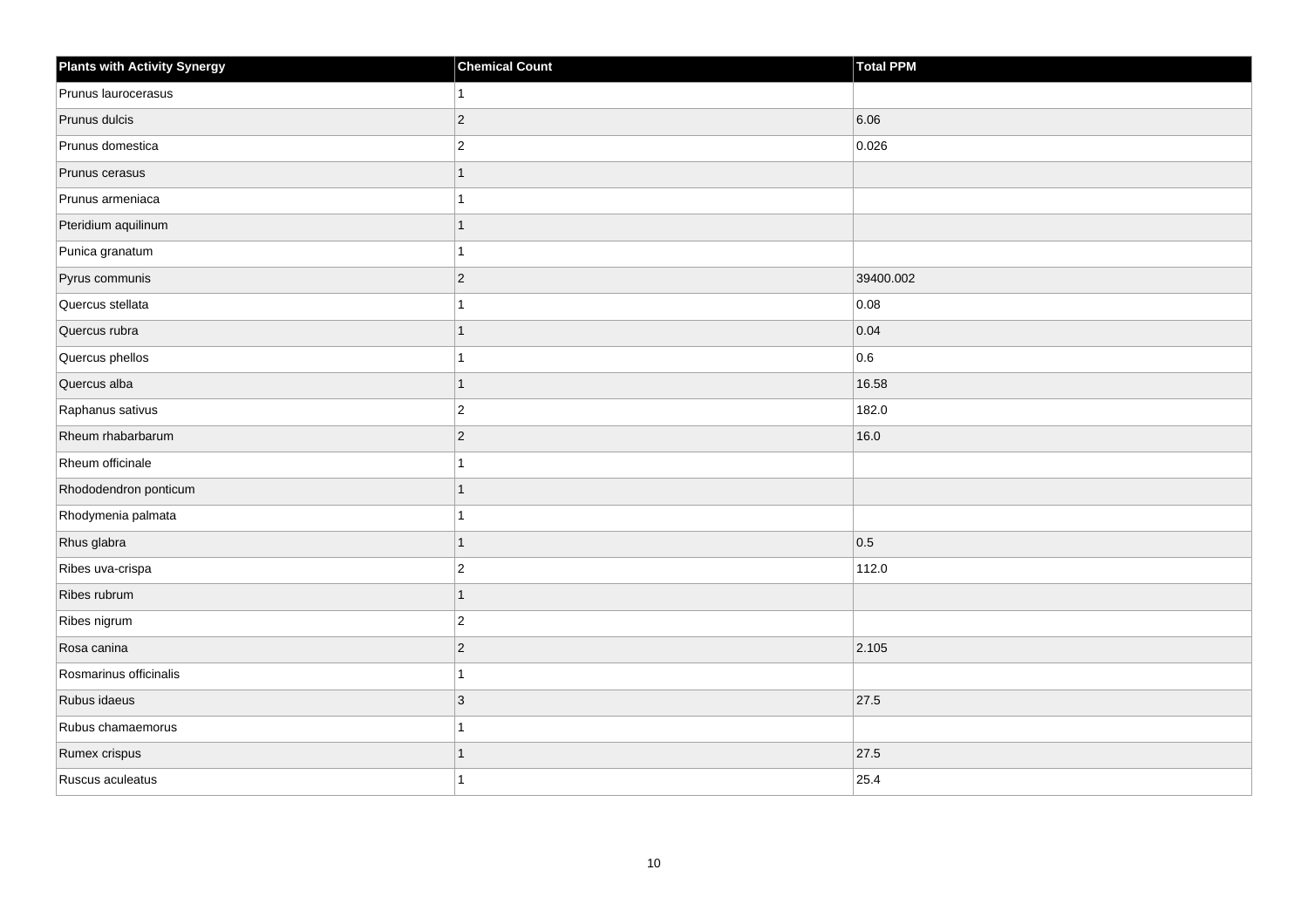| Plants with Activity Synergy | Chemical Count | Total PPM |
| --- | --- | --- |
| Prunus laurocerasus | 1 | |
| Prunus dulcis | 2 | 6.06 |
| Prunus domestica | 2 | 0.026 |
| Prunus cerasus | 1 | |
| Prunus armeniaca | 1 | |
| Pteridium aquilinum | 1 | |
| Punica granatum | 1 | |
| Pyrus communis | 2 | 39400.002 |
| Quercus stellata | 1 | 0.08 |
| Quercus rubra | 1 | 0.04 |
| Quercus phellos | 1 | 0.6 |
| Quercus alba | 1 | 16.58 |
| Raphanus sativus | 2 | 182.0 |
| Rheum rhabarbarum | 2 | 16.0 |
| Rheum officinale | 1 | |
| Rhododendron ponticum | 1 | |
| Rhodymenia palmata | 1 | |
| Rhus glabra | 1 | 0.5 |
| Ribes uva-crispa | 2 | 112.0 |
| Ribes rubrum | 1 | |
| Ribes nigrum | 2 | |
| Rosa canina | 2 | 2.105 |
| Rosmarinus officinalis | 1 | |
| Rubus idaeus | 3 | 27.5 |
| Rubus chamaemorus | 1 | |
| Rumex crispus | 1 | 27.5 |
| Ruscus aculeatus | 1 | 25.4 |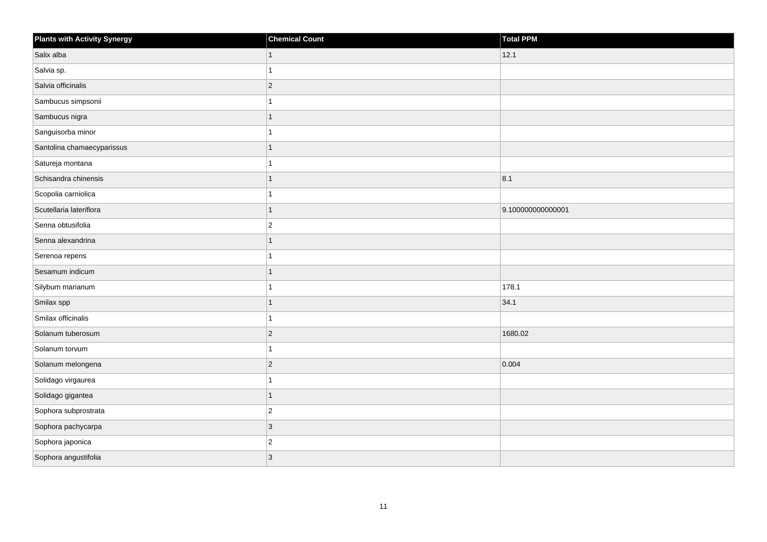| Plants with Activity Synergy | Chemical Count | Total PPM |
| --- | --- | --- |
| Salix alba | 1 | 12.1 |
| Salvia sp. | 1 | |
| Salvia officinalis | 2 | |
| Sambucus simpsonii | 1 | |
| Sambucus nigra | 1 | |
| Sanguisorba minor | 1 | |
| Santolina chamaecyparissus | 1 | |
| Satureja montana | 1 | |
| Schisandra chinensis | 1 | 8.1 |
| Scopolia carniolica | 1 | |
| Scutellaria lateriflora | 1 | 9.100000000000001 |
| Senna obtusifolia | 2 | |
| Senna alexandrina | 1 | |
| Serenoa repens | 1 | |
| Sesamum indicum | 1 | |
| Silybum marianum | 1 | 178.1 |
| Smilax spp | 1 | 34.1 |
| Smilax officinalis | 1 | |
| Solanum tuberosum | 2 | 1680.02 |
| Solanum torvum | 1 | |
| Solanum melongena | 2 | 0.004 |
| Solidago virgaurea | 1 | |
| Solidago gigantea | 1 | |
| Sophora subprostrata | 2 | |
| Sophora pachycarpa | 3 | |
| Sophora japonica | 2 | |
| Sophora angustifolia | 3 | |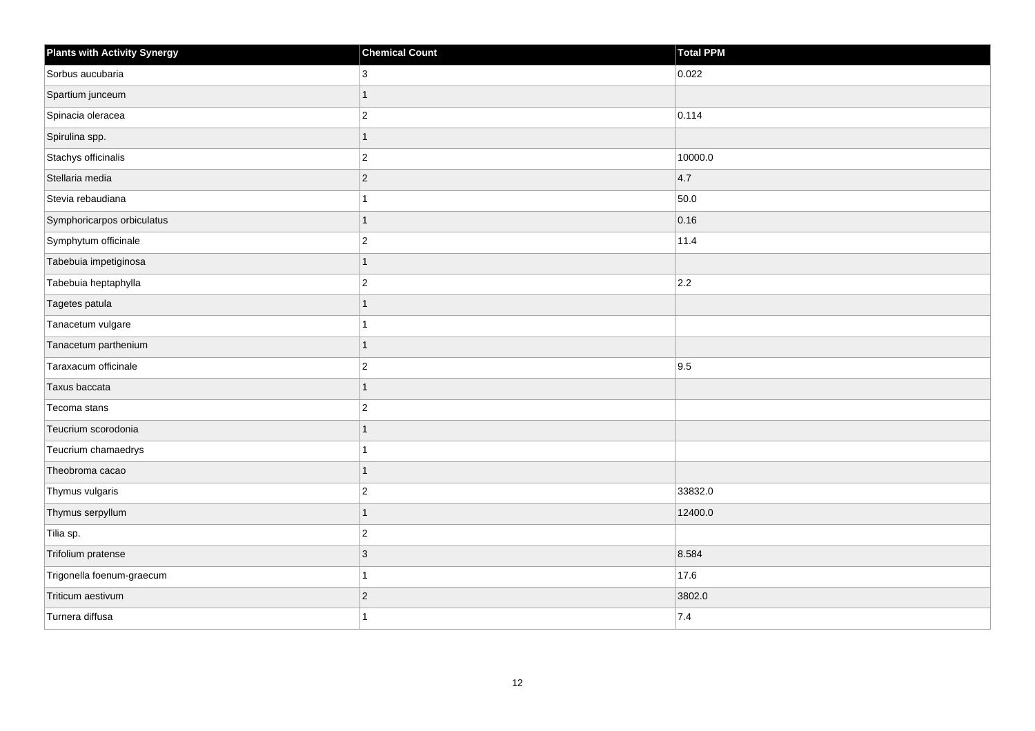| Plants with Activity Synergy | Chemical Count | Total PPM |
| --- | --- | --- |
| Sorbus aucubaria | 3 | 0.022 |
| Spartium junceum | 1 | |
| Spinacia oleracea | 2 | 0.114 |
| Spirulina spp. | 1 | |
| Stachys officinalis | 2 | 10000.0 |
| Stellaria media | 2 | 4.7 |
| Stevia rebaudiana | 1 | 50.0 |
| Symphoricarpos orbiculatus | 1 | 0.16 |
| Symphytum officinale | 2 | 11.4 |
| Tabebuia impetiginosa | 1 | |
| Tabebuia heptaphylla | 2 | 2.2 |
| Tagetes patula | 1 | |
| Tanacetum vulgare | 1 | |
| Tanacetum parthenium | 1 | |
| Taraxacum officinale | 2 | 9.5 |
| Taxus baccata | 1 | |
| Tecoma stans | 2 | |
| Teucrium scorodonia | 1 | |
| Teucrium chamaedrys | 1 | |
| Theobroma cacao | 1 | |
| Thymus vulgaris | 2 | 33832.0 |
| Thymus serpyllum | 1 | 12400.0 |
| Tilia sp. | 2 | |
| Trifolium pratense | 3 | 8.584 |
| Trigonella foenum-graecum | 1 | 17.6 |
| Triticum aestivum | 2 | 3802.0 |
| Turnera diffusa | 1 | 7.4 |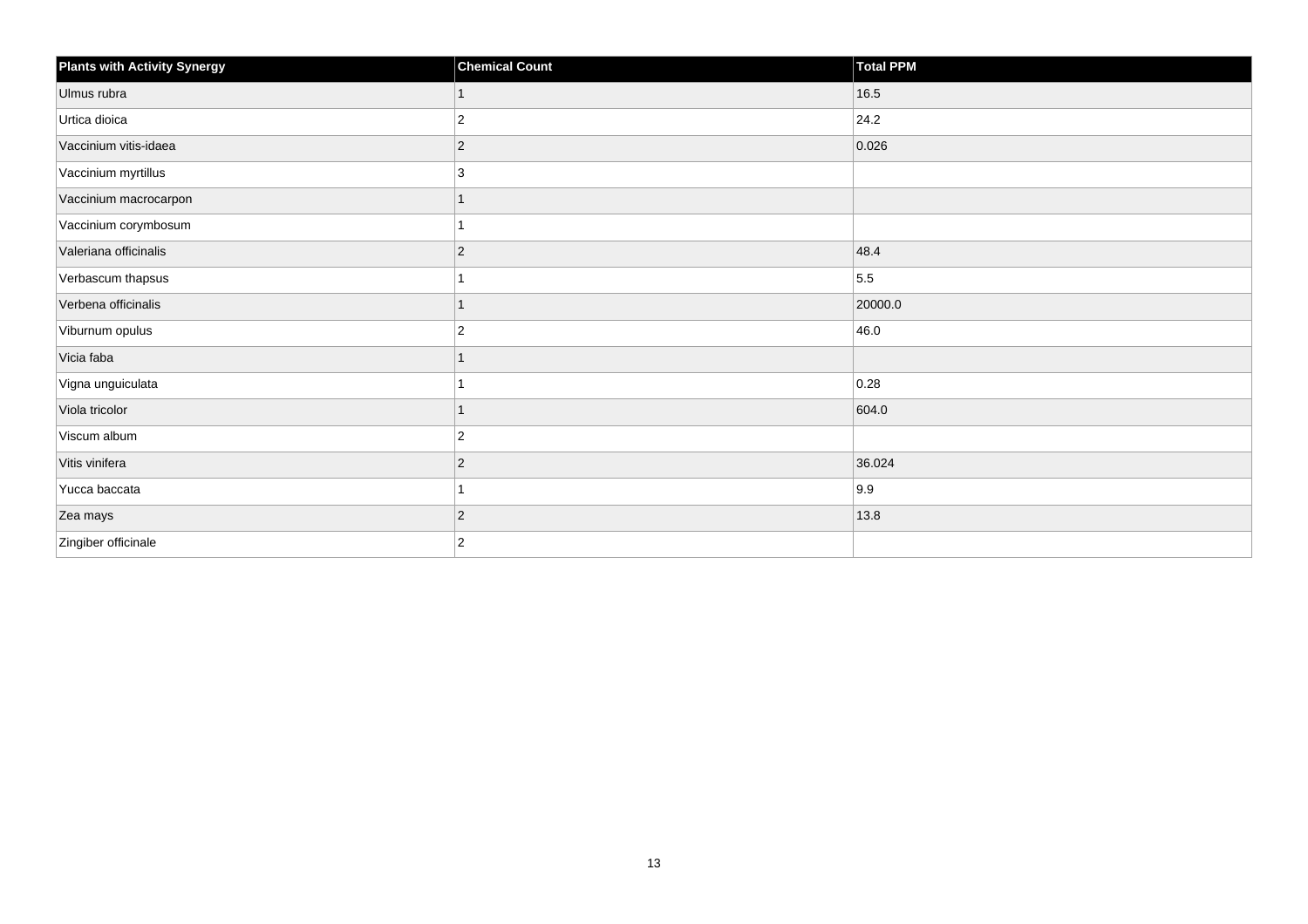| Plants with Activity Synergy | Chemical Count | Total PPM |
| --- | --- | --- |
| Ulmus rubra | 1 | 16.5 |
| Urtica dioica | 2 | 24.2 |
| Vaccinium vitis-idaea | 2 | 0.026 |
| Vaccinium myrtillus | 3 | |
| Vaccinium macrocarpon | 1 | |
| Vaccinium corymbosum | 1 | |
| Valeriana officinalis | 2 | 48.4 |
| Verbascum thapsus | 1 | 5.5 |
| Verbena officinalis | 1 | 20000.0 |
| Viburnum opulus | 2 | 46.0 |
| Vicia faba | 1 | |
| Vigna unguiculata | 1 | 0.28 |
| Viola tricolor | 1 | 604.0 |
| Viscum album | 2 | |
| Vitis vinifera | 2 | 36.024 |
| Yucca baccata | 1 | 9.9 |
| Zea mays | 2 | 13.8 |
| Zingiber officinale | 2 | |